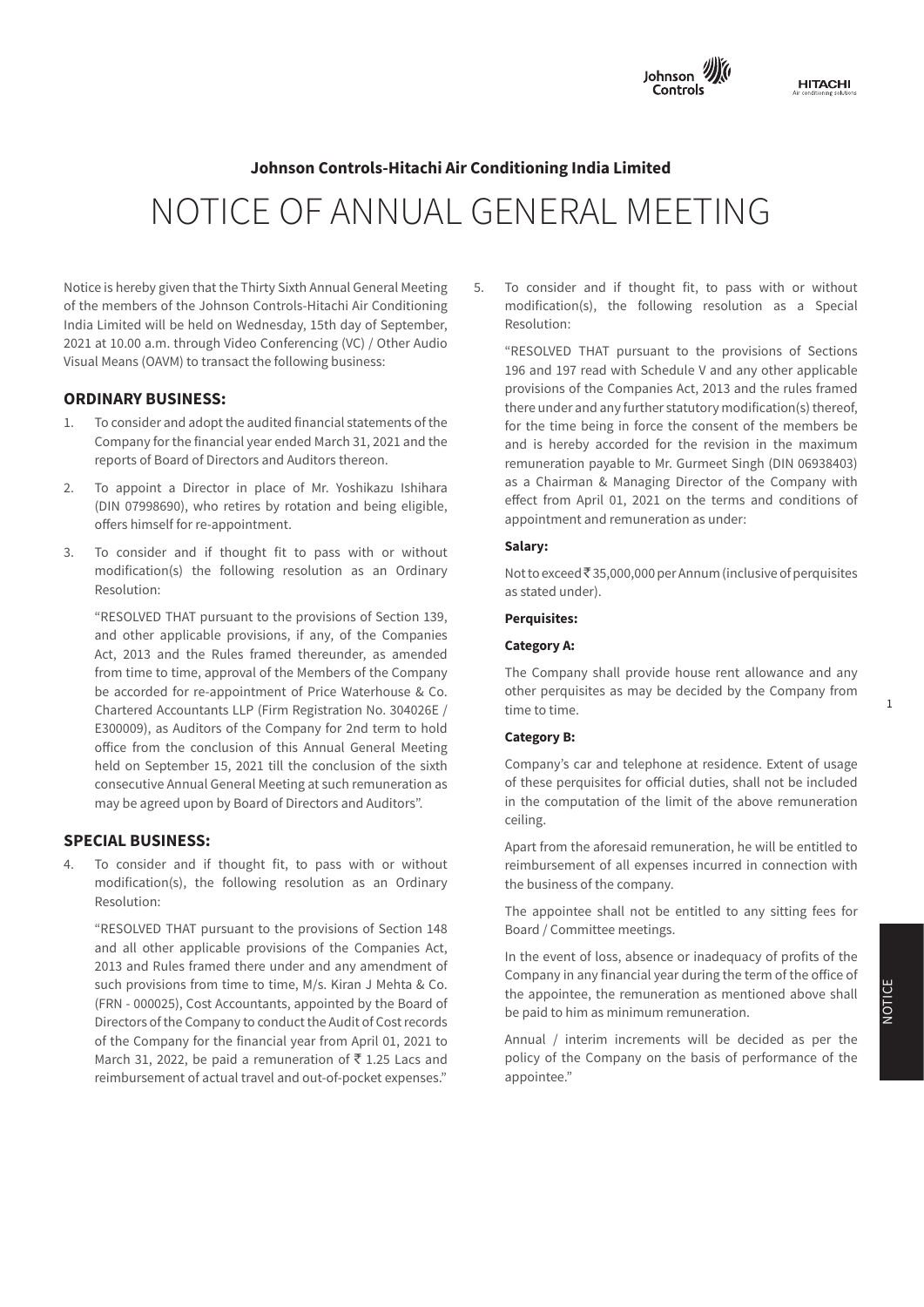**Johnson Controls-Hitachi Air Conditioning India Limited**

# NOTICE OF ANNUAL GENERAL MEETING

Notice is hereby given that the Thirty Sixth Annual General Meeting of the members of the Johnson Controls-Hitachi Air Conditioning India Limited will be held on Wednesday, 15th day of September, 2021 at 10.00 a.m. through Video Conferencing (VC) / Other Audio Visual Means (OAVM) to transact the following business:

## ORDINARY BUSINESS:

1. To consider and adopt the audited financial statements of the Company for the financial year ended March 31, 2021 and the reports of Board of Directors and Auditors thereon.

2. To appoint a Director in place of Mr. Yoshikazu Ishihara (DIN 07998690), who retires by rotation and being eligible, offers himself for re-appointment.

3. To consider and if thought fit to pass with or without modification(s) the following resolution as an Ordinary Resolution:

   "RESOLVED THAT pursuant to the provisions of Section 139, and other applicable provisions, if any, of the Companies Act, 2013 and the Rules framed thereunder, as amended from time to time, approval of the Members of the Company be accorded for re-appointment of Price Waterhouse & Co. Chartered Accountants LLP (Firm Registration No. 304026E / E300009), as Auditors of the Company for 2nd term to hold office from the conclusion of this Annual General Meeting held on September 15, 2021 till the conclusion of the sixth consecutive Annual General Meeting at such remuneration as may be agreed upon by Board of Directors and Auditors".

## SPECIAL BUSINESS:

4. To consider and if thought fit, to pass with or without modification(s), the following resolution as an Ordinary Resolution:

   "RESOLVED THAT pursuant to the provisions of Section 148 and all other applicable provisions of the Companies Act, 2013 and Rules framed there under and any amendment of such provisions from time to time, M/s. Kiran J Mehta & Co. (FRN - 000025), Cost Accountants, appointed by the Board of Directors of the Company to conduct the Audit of Cost records of the Company for the financial year from April 01, 2021 to March 31, 2022, be paid a remuneration of ₹ 1.25 Lacs and reimbursement of actual travel and out-of-pocket expenses."

5. To consider and if thought fit, to pass with or without modification(s), the following resolution as a Special Resolution:

   "RESOLVED THAT pursuant to the provisions of Sections 196 and 197 read with Schedule V and any other applicable provisions of the Companies Act, 2013 and the rules framed there under and any further statutory modification(s) thereof, for the time being in force the consent of the members be and is hereby accorded for the revision in the maximum remuneration payable to Mr. Gurmeet Singh (DIN 06938403) as a Chairman & Managing Director of the Company with effect from April 01, 2021 on the terms and conditions of appointment and remuneration as under:

   **Salary:**

   Not to exceed ₹ 35,000,000 per Annum (inclusive of perquisites as stated under).

   **Perquisites:**

   **Category A:**

   The Company shall provide house rent allowance and any other perquisites as may be decided by the Company from time to time.

   **Category B:**

   Company's car and telephone at residence. Extent of usage of these perquisites for official duties, shall not be included in the computation of the limit of the above remuneration ceiling.

   Apart from the aforesaid remuneration, he will be entitled to reimbursement of all expenses incurred in connection with the business of the company.

   The appointee shall not be entitled to any sitting fees for Board / Committee meetings.

   In the event of loss, absence or inadequacy of profits of the Company in any financial year during the term of the office of the appointee, the remuneration as mentioned above shall be paid to him as minimum remuneration.

   Annual / interim increments will be decided as per the policy of the Company on the basis of performance of the appointee."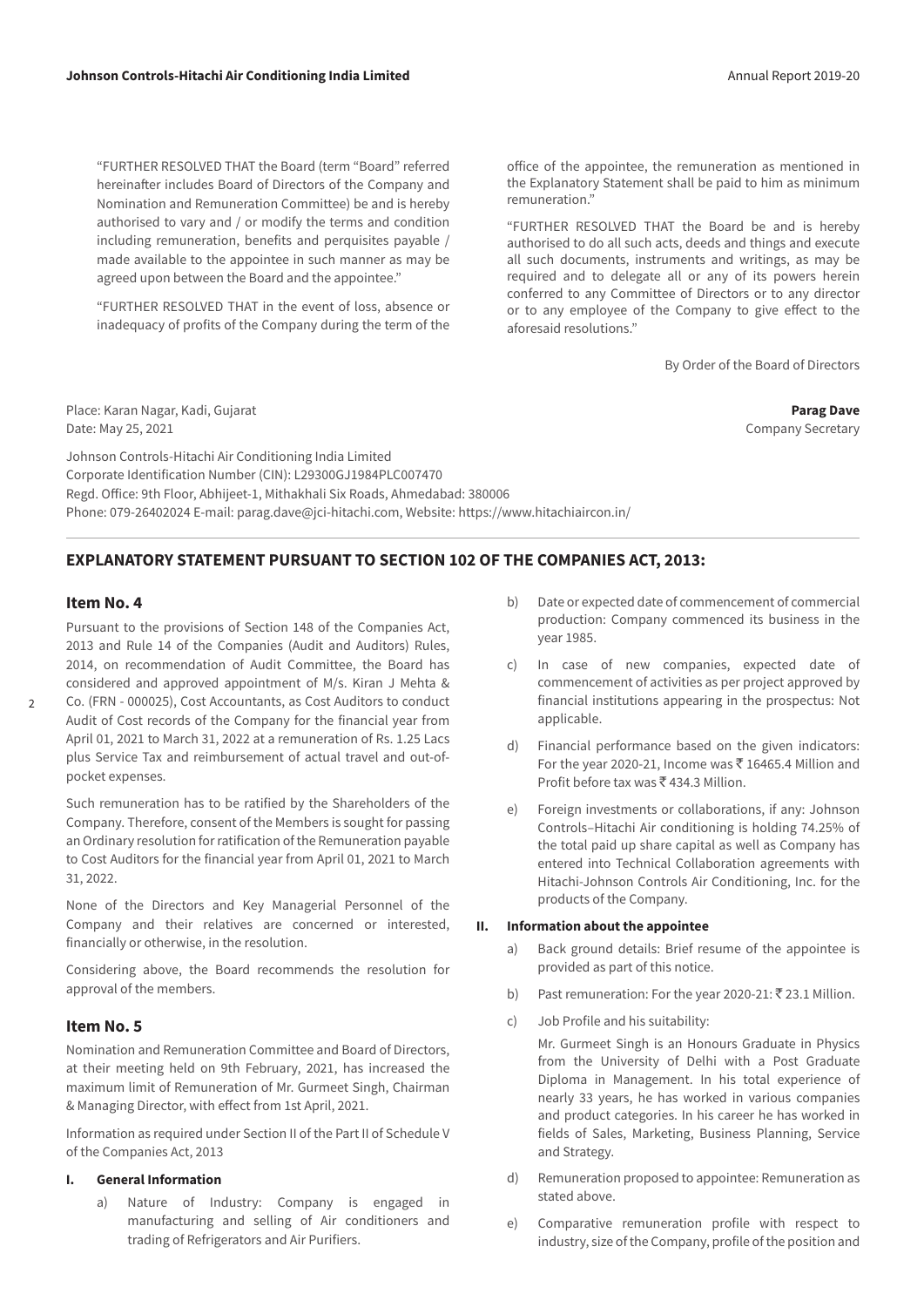"FURTHER RESOLVED THAT the Board (term "Board" referred hereinafter includes Board of Directors of the Company and Nomination and Remuneration Committee) be and is hereby authorised to vary and / or modify the terms and condition including remuneration, benefits and perquisites payable / made available to the appointee in such manner as may be agreed upon between the Board and the appointee."

"FURTHER RESOLVED THAT in the event of loss, absence or inadequacy of profits of the Company during the term of the office of the appointee, the remuneration as mentioned in the Explanatory Statement shall be paid to him as minimum remuneration."

"FURTHER RESOLVED THAT the Board be and is hereby authorised to do all such acts, deeds and things and execute all such documents, instruments and writings, as may be required and to delegate all or any of its powers herein conferred to any Committee of Directors or to any director or to any employee of the Company to give effect to the aforesaid resolutions."

By Order of the Board of Directors

Place: Karan Nagar, Kadi, Gujarat
Date: May 25, 2021

**Parag Dave**
Company Secretary

Johnson Controls-Hitachi Air Conditioning India Limited
Corporate Identification Number (CIN): L29300GJ1984PLC007470
Regd. Office: 9th Floor, Abhijeet-1, Mithakhali Six Roads, Ahmedabad: 380006
Phone: 079-26402024 E-mail: parag.dave@jci-hitachi.com, Website: https://www.hitachiaircon.in/

## EXPLANATORY STATEMENT PURSUANT TO SECTION 102 OF THE COMPANIES ACT, 2013:

### Item No. 4

Pursuant to the provisions of Section 148 of the Companies Act, 2013 and Rule 14 of the Companies (Audit and Auditors) Rules, 2014, on recommendation of Audit Committee, the Board has considered and approved appointment of M/s. Kiran J Mehta & Co. (FRN - 000025), Cost Accountants, as Cost Auditors to conduct Audit of Cost records of the Company for the financial year from April 01, 2021 to March 31, 2022 at a remuneration of Rs. 1.25 Lacs plus Service Tax and reimbursement of actual travel and out-of-pocket expenses.

Such remuneration has to be ratified by the Shareholders of the Company. Therefore, consent of the Members is sought for passing an Ordinary resolution for ratification of the Remuneration payable to Cost Auditors for the financial year from April 01, 2021 to March 31, 2022.

None of the Directors and Key Managerial Personnel of the Company and their relatives are concerned or interested, financially or otherwise, in the resolution.

Considering above, the Board recommends the resolution for approval of the members.

### Item No. 5

Nomination and Remuneration Committee and Board of Directors, at their meeting held on 9th February, 2021, has increased the maximum limit of Remuneration of Mr. Gurmeet Singh, Chairman & Managing Director, with effect from 1st April, 2021.

Information as required under Section II of the Part II of Schedule V of the Companies Act, 2013

**I. General Information**

a) Nature of Industry: Company is engaged in manufacturing and selling of Air conditioners and trading of Refrigerators and Air Purifiers.

b) Date or expected date of commencement of commercial production: Company commenced its business in the year 1985.

c) In case of new companies, expected date of commencement of activities as per project approved by financial institutions appearing in the prospectus: Not applicable.

d) Financial performance based on the given indicators: For the year 2020-21, Income was ₹ 16465.4 Million and Profit before tax was ₹ 434.3 Million.

e) Foreign investments or collaborations, if any: Johnson Controls–Hitachi Air conditioning is holding 74.25% of the total paid up share capital as well as Company has entered into Technical Collaboration agreements with Hitachi-Johnson Controls Air Conditioning, Inc. for the products of the Company.

**II. Information about the appointee**

a) Back ground details: Brief resume of the appointee is provided as part of this notice.

b) Past remuneration: For the year 2020-21: ₹ 23.1 Million.

c) Job Profile and his suitability:

Mr. Gurmeet Singh is an Honours Graduate in Physics from the University of Delhi with a Post Graduate Diploma in Management. In his total experience of nearly 33 years, he has worked in various companies and product categories. In his career he has worked in fields of Sales, Marketing, Business Planning, Service and Strategy.

d) Remuneration proposed to appointee: Remuneration as stated above.

e) Comparative remuneration profile with respect to industry, size of the Company, profile of the position and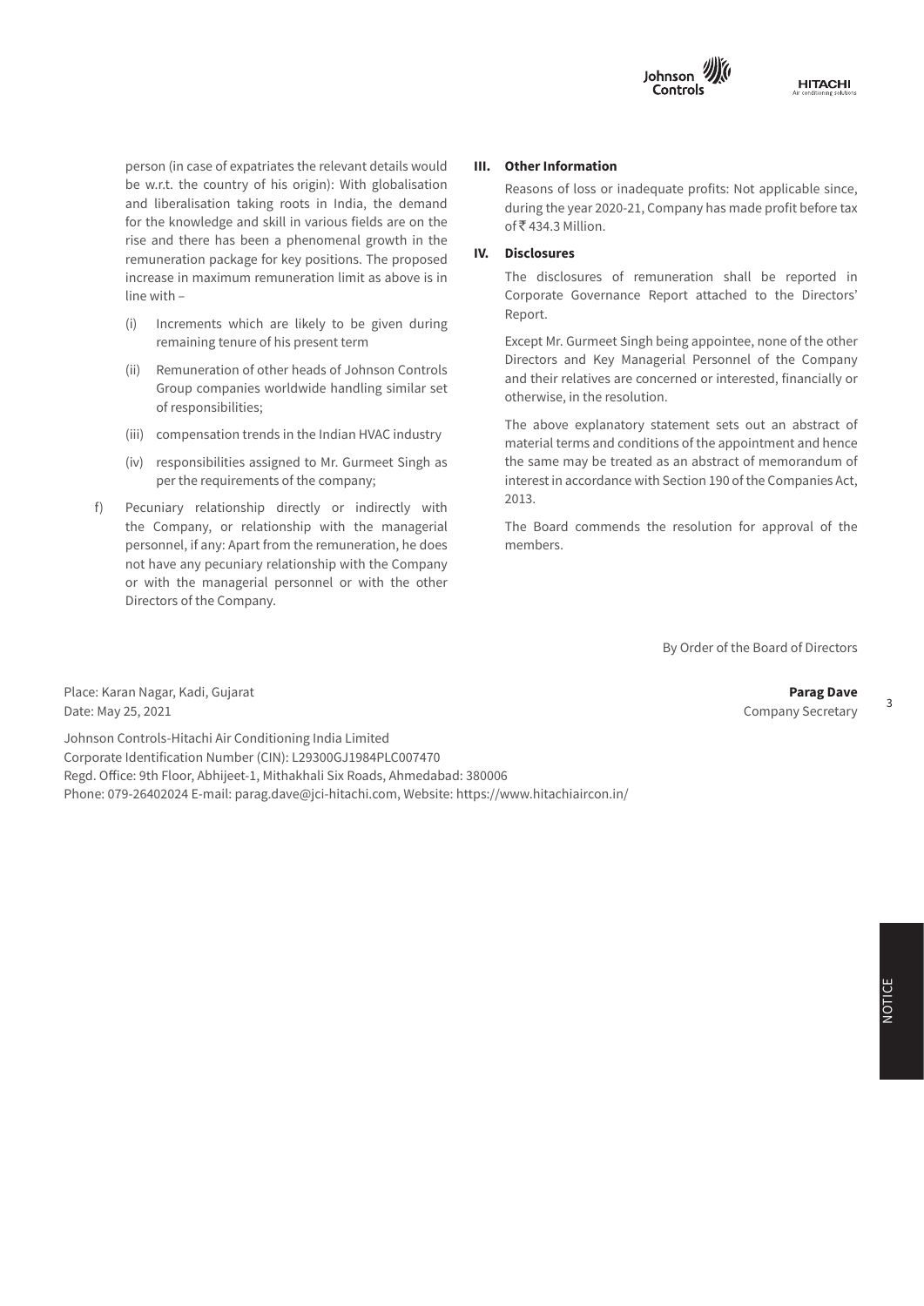person (in case of expatriates the relevant details would be w.r.t. the country of his origin): With globalisation and liberalisation taking roots in India, the demand for the knowledge and skill in various fields are on the rise and there has been a phenomenal growth in the remuneration package for key positions. The proposed increase in maximum remuneration limit as above is in line with –

(i) Increments which are likely to be given during remaining tenure of his present term

(ii) Remuneration of other heads of Johnson Controls Group companies worldwide handling similar set of responsibilities;

(iii) compensation trends in the Indian HVAC industry

(iv) responsibilities assigned to Mr. Gurmeet Singh as per the requirements of the company;

f) Pecuniary relationship directly or indirectly with the Company, or relationship with the managerial personnel, if any: Apart from the remuneration, he does not have any pecuniary relationship with the Company or with the managerial personnel or with the other Directors of the Company.

**III. Other Information**

Reasons of loss or inadequate profits: Not applicable since, during the year 2020-21, Company has made profit before tax of ₹ 434.3 Million.

**IV. Disclosures**

The disclosures of remuneration shall be reported in Corporate Governance Report attached to the Directors' Report.

Except Mr. Gurmeet Singh being appointee, none of the other Directors and Key Managerial Personnel of the Company and their relatives are concerned or interested, financially or otherwise, in the resolution.

The above explanatory statement sets out an abstract of material terms and conditions of the appointment and hence the same may be treated as an abstract of memorandum of interest in accordance with Section 190 of the Companies Act, 2013.

The Board commends the resolution for approval of the members.

By Order of the Board of Directors

Place: Karan Nagar, Kadi, Gujarat
Date: May 25, 2021

**Parag Dave**
Company Secretary

Johnson Controls-Hitachi Air Conditioning India Limited
Corporate Identification Number (CIN): L29300GJ1984PLC007470
Regd. Office: 9th Floor, Abhijeet-1, Mithakhali Six Roads, Ahmedabad: 380006
Phone: 079-26402024 E-mail: parag.dave@jci-hitachi.com, Website: https://www.hitachiaircon.in/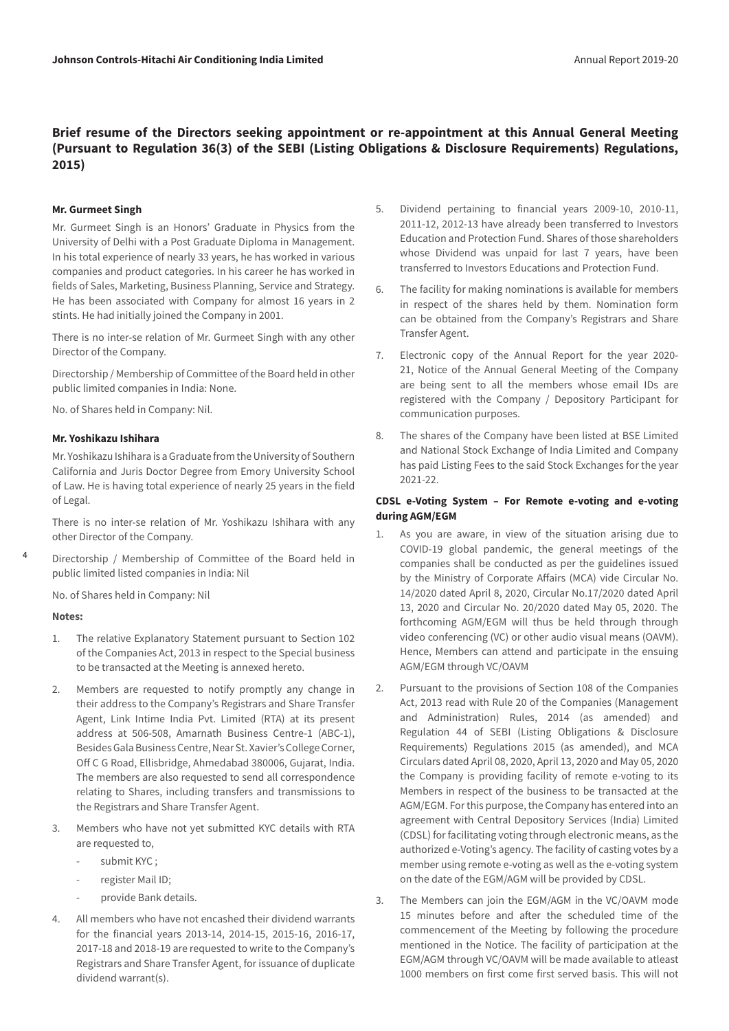## Brief resume of the Directors seeking appointment or re-appointment at this Annual General Meeting (Pursuant to Regulation 36(3) of the SEBI (Listing Obligations & Disclosure Requirements) Regulations, 2015)

**Mr. Gurmeet Singh**

Mr. Gurmeet Singh is an Honors' Graduate in Physics from the University of Delhi with a Post Graduate Diploma in Management. In his total experience of nearly 33 years, he has worked in various companies and product categories. In his career he has worked in fields of Sales, Marketing, Business Planning, Service and Strategy. He has been associated with Company for almost 16 years in 2 stints. He had initially joined the Company in 2001.

There is no inter-se relation of Mr. Gurmeet Singh with any other Director of the Company.

Directorship / Membership of Committee of the Board held in other public limited companies in India: None.

No. of Shares held in Company: Nil.

**Mr. Yoshikazu Ishihara**

Mr. Yoshikazu Ishihara is a Graduate from the University of Southern California and Juris Doctor Degree from Emory University School of Law. He is having total experience of nearly 25 years in the field of Legal.

There is no inter-se relation of Mr. Yoshikazu Ishihara with any other Director of the Company.

Directorship / Membership of Committee of the Board held in public limited listed companies in India: Nil

No. of Shares held in Company: Nil

**Notes:**

1. The relative Explanatory Statement pursuant to Section 102 of the Companies Act, 2013 in respect to the Special business to be transacted at the Meeting is annexed hereto.
2. Members are requested to notify promptly any change in their address to the Company's Registrars and Share Transfer Agent, Link Intime India Pvt. Limited (RTA) at its present address at 506-508, Amarnath Business Centre-1 (ABC-1), Besides Gala Business Centre, Near St. Xavier's College Corner, Off C G Road, Ellisbridge, Ahmedabad 380006, Gujarat, India. The members are also requested to send all correspondence relating to Shares, including transfers and transmissions to the Registrars and Share Transfer Agent.
3. Members who have not yet submitted KYC details with RTA are requested to,
   - submit KYC ;
   - register Mail ID;
   - provide Bank details.
4. All members who have not encashed their dividend warrants for the financial years 2013-14, 2014-15, 2015-16, 2016-17, 2017-18 and 2018-19 are requested to write to the Company's Registrars and Share Transfer Agent, for issuance of duplicate dividend warrant(s).
5. Dividend pertaining to financial years 2009-10, 2010-11, 2011-12, 2012-13 have already been transferred to Investors Education and Protection Fund. Shares of those shareholders whose Dividend was unpaid for last 7 years, have been transferred to Investors Educations and Protection Fund.
6. The facility for making nominations is available for members in respect of the shares held by them. Nomination form can be obtained from the Company's Registrars and Share Transfer Agent.
7. Electronic copy of the Annual Report for the year 2020-21, Notice of the Annual General Meeting of the Company are being sent to all the members whose email IDs are registered with the Company / Depository Participant for communication purposes.
8. The shares of the Company have been listed at BSE Limited and National Stock Exchange of India Limited and Company has paid Listing Fees to the said Stock Exchanges for the year 2021-22.

**CDSL e-Voting System – For Remote e-voting and e-voting during AGM/EGM**

1. As you are aware, in view of the situation arising due to COVID-19 global pandemic, the general meetings of the companies shall be conducted as per the guidelines issued by the Ministry of Corporate Affairs (MCA) vide Circular No. 14/2020 dated April 8, 2020, Circular No.17/2020 dated April 13, 2020 and Circular No. 20/2020 dated May 05, 2020. The forthcoming AGM/EGM will thus be held through through video conferencing (VC) or other audio visual means (OAVM). Hence, Members can attend and participate in the ensuing AGM/EGM through VC/OAVM
2. Pursuant to the provisions of Section 108 of the Companies Act, 2013 read with Rule 20 of the Companies (Management and Administration) Rules, 2014 (as amended) and Regulation 44 of SEBI (Listing Obligations & Disclosure Requirements) Regulations 2015 (as amended), and MCA Circulars dated April 08, 2020, April 13, 2020 and May 05, 2020 the Company is providing facility of remote e-voting to its Members in respect of the business to be transacted at the AGM/EGM. For this purpose, the Company has entered into an agreement with Central Depository Services (India) Limited (CDSL) for facilitating voting through electronic means, as the authorized e-Voting's agency. The facility of casting votes by a member using remote e-voting as well as the e-voting system on the date of the EGM/AGM will be provided by CDSL.
3. The Members can join the EGM/AGM in the VC/OAVM mode 15 minutes before and after the scheduled time of the commencement of the Meeting by following the procedure mentioned in the Notice. The facility of participation at the EGM/AGM through VC/OAVM will be made available to atleast 1000 members on first come first served basis. This will not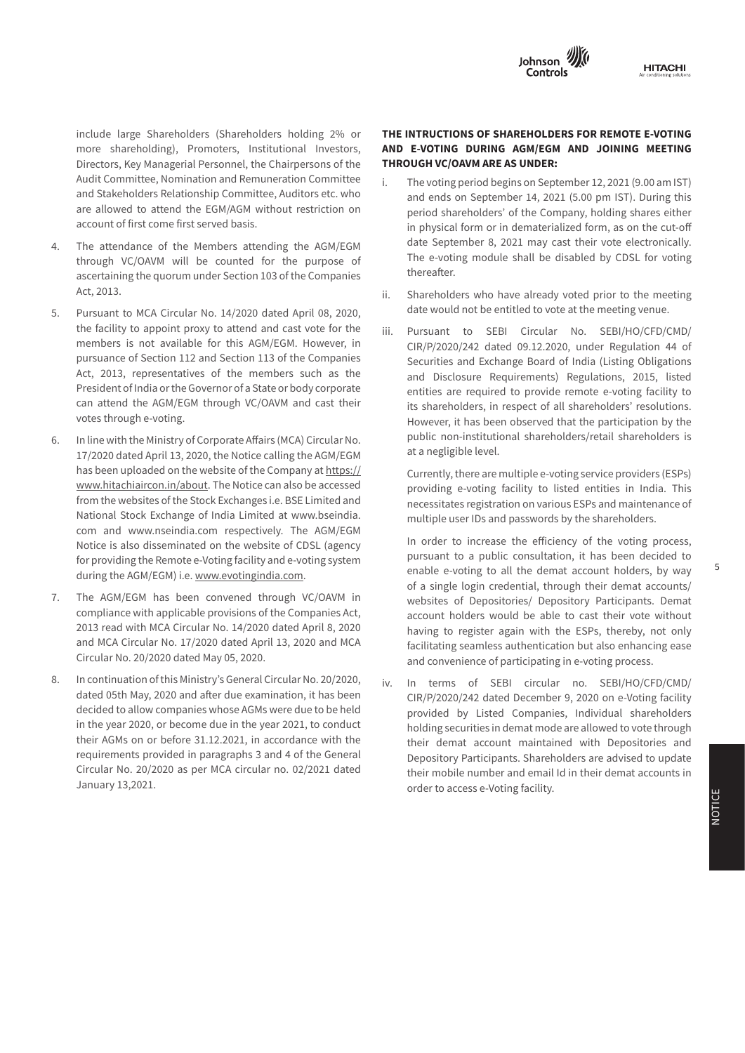include large Shareholders (Shareholders holding 2% or more shareholding), Promoters, Institutional Investors, Directors, Key Managerial Personnel, the Chairpersons of the Audit Committee, Nomination and Remuneration Committee and Stakeholders Relationship Committee, Auditors etc. who are allowed to attend the EGM/AGM without restriction on account of first come first served basis.

4. The attendance of the Members attending the AGM/EGM through VC/OAVM will be counted for the purpose of ascertaining the quorum under Section 103 of the Companies Act, 2013.

5. Pursuant to MCA Circular No. 14/2020 dated April 08, 2020, the facility to appoint proxy to attend and cast vote for the members is not available for this AGM/EGM. However, in pursuance of Section 112 and Section 113 of the Companies Act, 2013, representatives of the members such as the President of India or the Governor of a State or body corporate can attend the AGM/EGM through VC/OAVM and cast their votes through e-voting.

6. In line with the Ministry of Corporate Affairs (MCA) Circular No. 17/2020 dated April 13, 2020, the Notice calling the AGM/EGM has been uploaded on the website of the Company at https://www.hitachiaircon.in/about. The Notice can also be accessed from the websites of the Stock Exchanges i.e. BSE Limited and National Stock Exchange of India Limited at www.bseindia.com and www.nseindia.com respectively. The AGM/EGM Notice is also disseminated on the website of CDSL (agency for providing the Remote e-Voting facility and e-voting system during the AGM/EGM) i.e. www.evotingindia.com.

7. The AGM/EGM has been convened through VC/OAVM in compliance with applicable provisions of the Companies Act, 2013 read with MCA Circular No. 14/2020 dated April 8, 2020 and MCA Circular No. 17/2020 dated April 13, 2020 and MCA Circular No. 20/2020 dated May 05, 2020.

8. In continuation of this Ministry's General Circular No. 20/2020, dated 05th May, 2020 and after due examination, it has been decided to allow companies whose AGMs were due to be held in the year 2020, or become due in the year 2021, to conduct their AGMs on or before 31.12.2021, in accordance with the requirements provided in paragraphs 3 and 4 of the General Circular No. 20/2020 as per MCA circular no. 02/2021 dated January 13,2021.

**THE INTRUCTIONS OF SHAREHOLDERS FOR REMOTE E-VOTING AND E-VOTING DURING AGM/EGM AND JOINING MEETING THROUGH VC/OAVM ARE AS UNDER:**

i. The voting period begins on September 12, 2021 (9.00 am IST) and ends on September 14, 2021 (5.00 pm IST). During this period shareholders' of the Company, holding shares either in physical form or in dematerialized form, as on the cut-off date September 8, 2021 may cast their vote electronically. The e-voting module shall be disabled by CDSL for voting thereafter.

ii. Shareholders who have already voted prior to the meeting date would not be entitled to vote at the meeting venue.

iii. Pursuant to SEBI Circular No. SEBI/HO/CFD/CMD/CIR/P/2020/242 dated 09.12.2020, under Regulation 44 of Securities and Exchange Board of India (Listing Obligations and Disclosure Requirements) Regulations, 2015, listed entities are required to provide remote e-voting facility to its shareholders, in respect of all shareholders' resolutions. However, it has been observed that the participation by the public non-institutional shareholders/retail shareholders is at a negligible level.

   Currently, there are multiple e-voting service providers (ESPs) providing e-voting facility to listed entities in India. This necessitates registration on various ESPs and maintenance of multiple user IDs and passwords by the shareholders.

   In order to increase the efficiency of the voting process, pursuant to a public consultation, it has been decided to enable e-voting to all the demat account holders, by way of a single login credential, through their demat accounts/ websites of Depositories/ Depository Participants. Demat account holders would be able to cast their vote without having to register again with the ESPs, thereby, not only facilitating seamless authentication but also enhancing ease and convenience of participating in e-voting process.

iv. In terms of SEBI circular no. SEBI/HO/CFD/CMD/CIR/P/2020/242 dated December 9, 2020 on e-Voting facility provided by Listed Companies, Individual shareholders holding securities in demat mode are allowed to vote through their demat account maintained with Depositories and Depository Participants. Shareholders are advised to update their mobile number and email Id in their demat accounts in order to access e-Voting facility.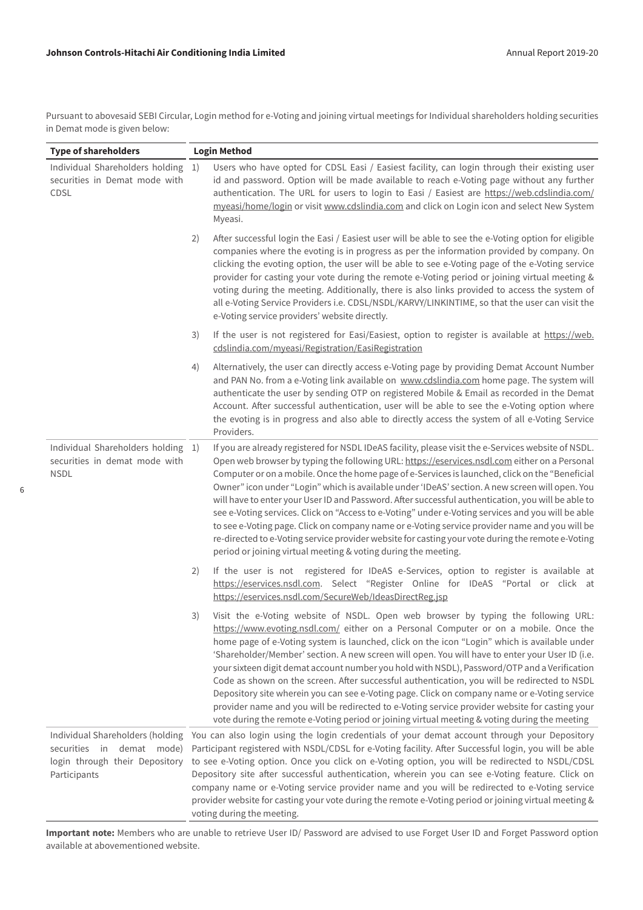Pursuant to abovesaid SEBI Circular, Login method for e-Voting and joining virtual meetings for Individual shareholders holding securities in Demat mode is given below:

| Type of shareholders | Login Method |
|---|---|
| Individual Shareholders holding securities in Demat mode with CDSL | 1) Users who have opted for CDSL Easi / Easiest facility, can login through their existing user id and password. Option will be made available to reach e-Voting page without any further authentication. The URL for users to login to Easi / Easiest are https://web.cdslindia.com/myeasi/home/login or visit www.cdslindia.com and click on Login icon and select New System Myeasi.<br><br>2) After successful login the Easi / Easiest user will be able to see the e-Voting option for eligible companies where the evoting is in progress as per the information provided by company. On clicking the evoting option, the user will be able to see e-Voting page of the e-Voting service provider for casting your vote during the remote e-Voting period or joining virtual meeting & voting during the meeting. Additionally, there is also links provided to access the system of all e-Voting Service Providers i.e. CDSL/NSDL/KARVY/LINKINTIME, so that the user can visit the e-Voting service providers' website directly.<br><br>3) If the user is not registered for Easi/Easiest, option to register is available at https://web.cdslindia.com/myeasi/Registration/EasiRegistration<br><br>4) Alternatively, the user can directly access e-Voting page by providing Demat Account Number and PAN No. from a e-Voting link available on www.cdslindia.com home page. The system will authenticate the user by sending OTP on registered Mobile & Email as recorded in the Demat Account. After successful authentication, user will be able to see the e-Voting option where the evoting is in progress and also able to directly access the system of all e-Voting Service Providers. |
| Individual Shareholders holding securities in demat mode with NSDL | 1) If you are already registered for NSDL IDeAS facility, please visit the e-Services website of NSDL. Open web browser by typing the following URL: https://eservices.nsdl.com either on a Personal Computer or on a mobile. Once the home page of e-Services is launched, click on the "Beneficial Owner" icon under "Login" which is available under 'IDeAS' section. A new screen will open. You will have to enter your User ID and Password. After successful authentication, you will be able to see e-Voting services. Click on "Access to e-Voting" under e-Voting services and you will be able to see e-Voting page. Click on company name or e-Voting service provider name and you will be re-directed to e-Voting service provider website for casting your vote during the remote e-Voting period or joining virtual meeting & voting during the meeting.<br><br>2) If the user is not registered for IDeAS e-Services, option to register is available at https://eservices.nsdl.com. Select "Register Online for IDeAS "Portal or click at https://eservices.nsdl.com/SecureWeb/IdeasDirectReg.jsp<br><br>3) Visit the e-Voting website of NSDL. Open web browser by typing the following URL: https://www.evoting.nsdl.com/ either on a Personal Computer or on a mobile. Once the home page of e-Voting system is launched, click on the icon "Login" which is available under 'Shareholder/Member' section. A new screen will open. You will have to enter your User ID (i.e. your sixteen digit demat account number you hold with NSDL), Password/OTP and a Verification Code as shown on the screen. After successful authentication, you will be redirected to NSDL Depository site wherein you can see e-Voting page. Click on company name or e-Voting service provider name and you will be redirected to e-Voting service provider website for casting your vote during the remote e-Voting period or joining virtual meeting & voting during the meeting |
| Individual Shareholders (holding securities in demat mode) login through their Depository Participants | You can also login using the login credentials of your demat account through your Depository Participant registered with NSDL/CDSL for e-Voting facility. After Successful login, you will be able to see e-Voting option. Once you click on e-Voting option, you will be redirected to NSDL/CDSL Depository site after successful authentication, wherein you can see e-Voting feature. Click on company name or e-Voting service provider name and you will be redirected to e-Voting service provider website for casting your vote during the remote e-Voting period or joining virtual meeting & voting during the meeting. |

**Important note:** Members who are unable to retrieve User ID/ Password are advised to use Forget User ID and Forget Password option available at abovementioned website.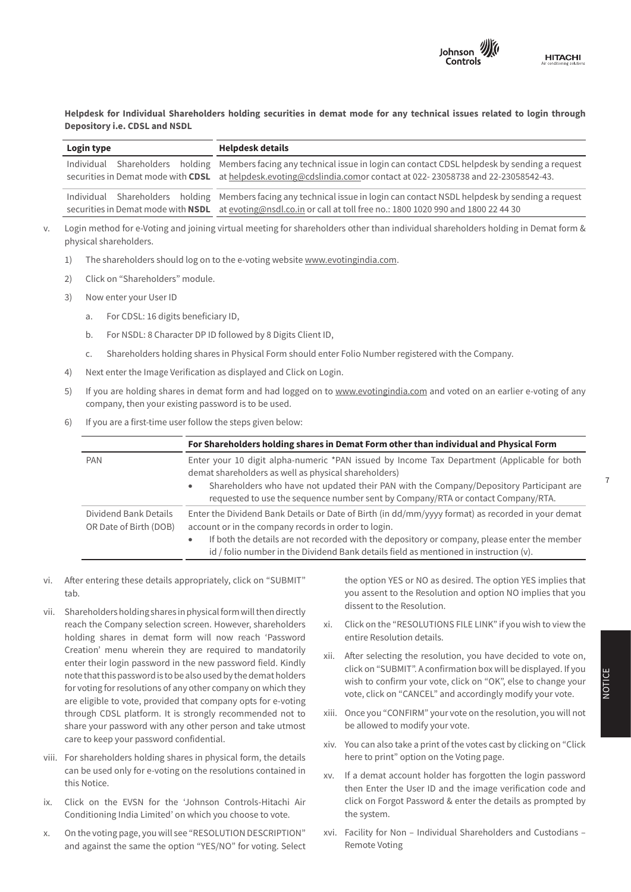**Helpdesk for Individual Shareholders holding securities in demat mode for any technical issues related to login through Depository i.e. CDSL and NSDL**

| Login type | Helpdesk details |
|---|---|
| Individual Shareholders holding securities in Demat mode with **CDSL** | Members facing any technical issue in login can contact CDSL helpdesk by sending a request at helpdesk.evoting@cdslindia.comor contact at 022- 23058738 and 22-23058542-43. |
| Individual Shareholders holding securities in Demat mode with **NSDL** | Members facing any technical issue in login can contact NSDL helpdesk by sending a request at evoting@nsdl.co.in or call at toll free no.: 1800 1020 990 and 1800 22 44 30 |

v. Login method for e-Voting and joining virtual meeting for shareholders other than individual shareholders holding in Demat form & physical shareholders.

1) The shareholders should log on to the e-voting website www.evotingindia.com.

2) Click on "Shareholders" module.

3) Now enter your User ID

   a. For CDSL: 16 digits beneficiary ID,

   b. For NSDL: 8 Character DP ID followed by 8 Digits Client ID,

   c. Shareholders holding shares in Physical Form should enter Folio Number registered with the Company.

4) Next enter the Image Verification as displayed and Click on Login.

5) If you are holding shares in demat form and had logged on to www.evotingindia.com and voted on an earlier e-voting of any company, then your existing password is to be used.

6) If you are a first-time user follow the steps given below:

| | For Shareholders holding shares in Demat Form other than individual and Physical Form |
|---|---|
| PAN | Enter your 10 digit alpha-numeric *PAN issued by Income Tax Department (Applicable for both demat shareholders as well as physical shareholders)<br>• Shareholders who have not updated their PAN with the Company/Depository Participant are requested to use the sequence number sent by Company/RTA or contact Company/RTA. |
| Dividend Bank Details OR Date of Birth (DOB) | Enter the Dividend Bank Details or Date of Birth (in dd/mm/yyyy format) as recorded in your demat account or in the company records in order to login.<br>• If both the details are not recorded with the depository or company, please enter the member id / folio number in the Dividend Bank details field as mentioned in instruction (v). |

vi. After entering these details appropriately, click on "SUBMIT" tab.

vii. Shareholders holding shares in physical form will then directly reach the Company selection screen. However, shareholders holding shares in demat form will now reach 'Password Creation' menu wherein they are required to mandatorily enter their login password in the new password field. Kindly note that this password is to be also used by the demat holders for voting for resolutions of any other company on which they are eligible to vote, provided that company opts for e-voting through CDSL platform. It is strongly recommended not to share your password with any other person and take utmost care to keep your password confidential.

viii. For shareholders holding shares in physical form, the details can be used only for e-voting on the resolutions contained in this Notice.

ix. Click on the EVSN for the 'Johnson Controls-Hitachi Air Conditioning India Limited' on which you choose to vote.

x. On the voting page, you will see "RESOLUTION DESCRIPTION" and against the same the option "YES/NO" for voting. Select the option YES or NO as desired. The option YES implies that you assent to the Resolution and option NO implies that you dissent to the Resolution.

xi. Click on the "RESOLUTIONS FILE LINK" if you wish to view the entire Resolution details.

xii. After selecting the resolution, you have decided to vote on, click on "SUBMIT". A confirmation box will be displayed. If you wish to confirm your vote, click on "OK", else to change your vote, click on "CANCEL" and accordingly modify your vote.

xiii. Once you "CONFIRM" your vote on the resolution, you will not be allowed to modify your vote.

xiv. You can also take a print of the votes cast by clicking on "Click here to print" option on the Voting page.

xv. If a demat account holder has forgotten the login password then Enter the User ID and the image verification code and click on Forgot Password & enter the details as prompted by the system.

xvi. Facility for Non – Individual Shareholders and Custodians – Remote Voting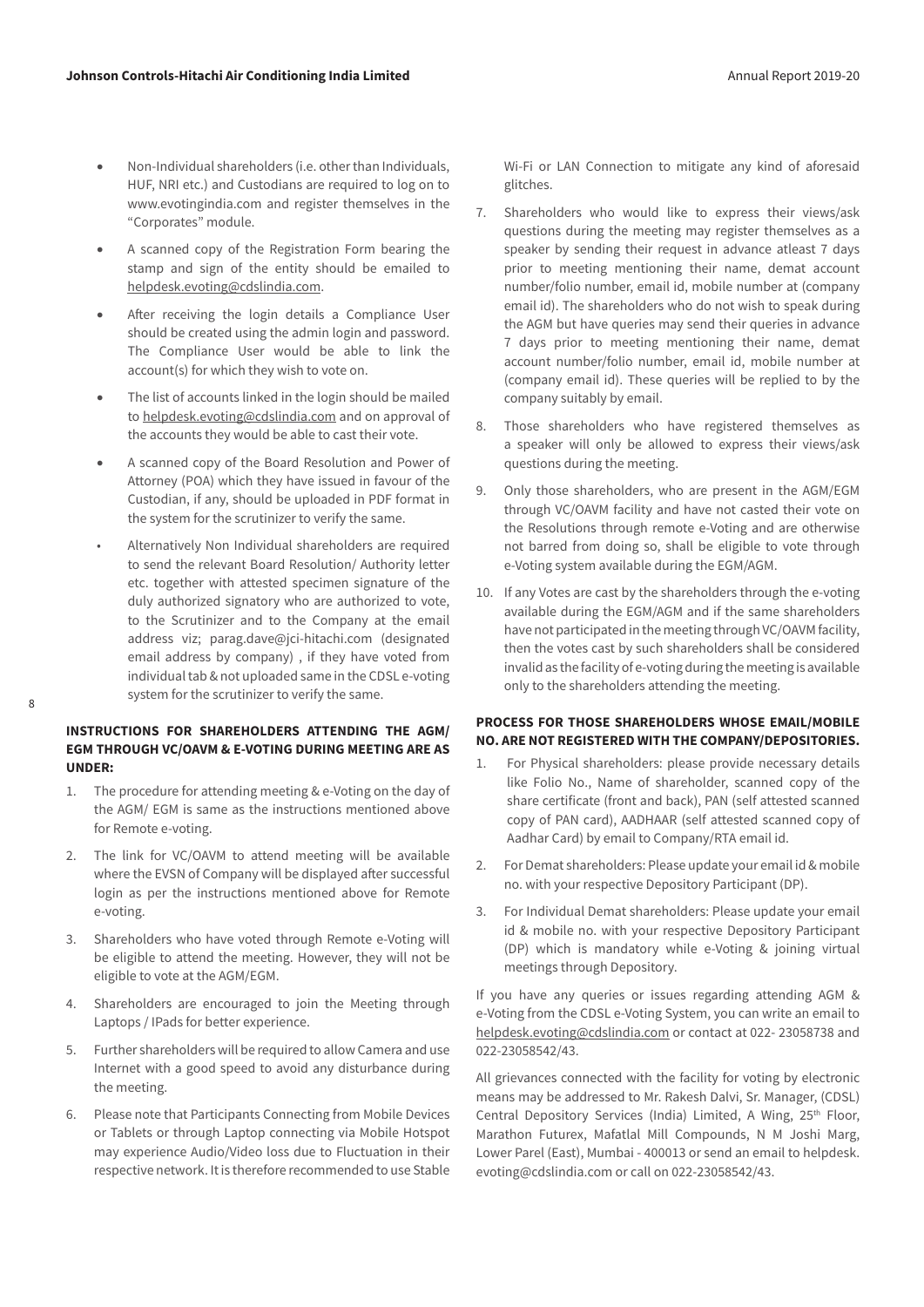- Non-Individual shareholders (i.e. other than Individuals, HUF, NRI etc.) and Custodians are required to log on to www.evotingindia.com and register themselves in the "Corporates" module.
- A scanned copy of the Registration Form bearing the stamp and sign of the entity should be emailed to helpdesk.evoting@cdslindia.com.
- After receiving the login details a Compliance User should be created using the admin login and password. The Compliance User would be able to link the account(s) for which they wish to vote on.
- The list of accounts linked in the login should be mailed to helpdesk.evoting@cdslindia.com and on approval of the accounts they would be able to cast their vote.
- A scanned copy of the Board Resolution and Power of Attorney (POA) which they have issued in favour of the Custodian, if any, should be uploaded in PDF format in the system for the scrutinizer to verify the same.
- Alternatively Non Individual shareholders are required to send the relevant Board Resolution/ Authority letter etc. together with attested specimen signature of the duly authorized signatory who are authorized to vote, to the Scrutinizer and to the Company at the email address viz; parag.dave@jci-hitachi.com (designated email address by company) , if they have voted from individual tab & not uploaded same in the CDSL e-voting system for the scrutinizer to verify the same.

**INSTRUCTIONS FOR SHAREHOLDERS ATTENDING THE AGM/ EGM THROUGH VC/OAVM & E-VOTING DURING MEETING ARE AS UNDER:**

1. The procedure for attending meeting & e-Voting on the day of the AGM/ EGM is same as the instructions mentioned above for Remote e-voting.
2. The link for VC/OAVM to attend meeting will be available where the EVSN of Company will be displayed after successful login as per the instructions mentioned above for Remote e-voting.
3. Shareholders who have voted through Remote e-Voting will be eligible to attend the meeting. However, they will not be eligible to vote at the AGM/EGM.
4. Shareholders are encouraged to join the Meeting through Laptops / IPads for better experience.
5. Further shareholders will be required to allow Camera and use Internet with a good speed to avoid any disturbance during the meeting.
6. Please note that Participants Connecting from Mobile Devices or Tablets or through Laptop connecting via Mobile Hotspot may experience Audio/Video loss due to Fluctuation in their respective network. It is therefore recommended to use Stable Wi-Fi or LAN Connection to mitigate any kind of aforesaid glitches.
7. Shareholders who would like to express their views/ask questions during the meeting may register themselves as a speaker by sending their request in advance atleast 7 days prior to meeting mentioning their name, demat account number/folio number, email id, mobile number at (company email id). The shareholders who do not wish to speak during the AGM but have queries may send their queries in advance 7 days prior to meeting mentioning their name, demat account number/folio number, email id, mobile number at (company email id). These queries will be replied to by the company suitably by email.
8. Those shareholders who have registered themselves as a speaker will only be allowed to express their views/ask questions during the meeting.
9. Only those shareholders, who are present in the AGM/EGM through VC/OAVM facility and have not casted their vote on the Resolutions through remote e-Voting and are otherwise not barred from doing so, shall be eligible to vote through e-Voting system available during the EGM/AGM.
10. If any Votes are cast by the shareholders through the e-voting available during the EGM/AGM and if the same shareholders have not participated in the meeting through VC/OAVM facility, then the votes cast by such shareholders shall be considered invalid as the facility of e-voting during the meeting is available only to the shareholders attending the meeting.

**PROCESS FOR THOSE SHAREHOLDERS WHOSE EMAIL/MOBILE NO. ARE NOT REGISTERED WITH THE COMPANY/DEPOSITORIES.**

1. For Physical shareholders: please provide necessary details like Folio No., Name of shareholder, scanned copy of the share certificate (front and back), PAN (self attested scanned copy of PAN card), AADHAAR (self attested scanned copy of Aadhar Card) by email to Company/RTA email id.
2. For Demat shareholders: Please update your email id & mobile no. with your respective Depository Participant (DP).
3. For Individual Demat shareholders: Please update your email id & mobile no. with your respective Depository Participant (DP) which is mandatory while e-Voting & joining virtual meetings through Depository.

If you have any queries or issues regarding attending AGM & e-Voting from the CDSL e-Voting System, you can write an email to helpdesk.evoting@cdslindia.com or contact at 022- 23058738 and 022-23058542/43.

All grievances connected with the facility for voting by electronic means may be addressed to Mr. Rakesh Dalvi, Sr. Manager, (CDSL) Central Depository Services (India) Limited, A Wing, 25th Floor, Marathon Futurex, Mafatlal Mill Compounds, N M Joshi Marg, Lower Parel (East), Mumbai - 400013 or send an email to helpdesk.evoting@cdslindia.com or call on 022-23058542/43.